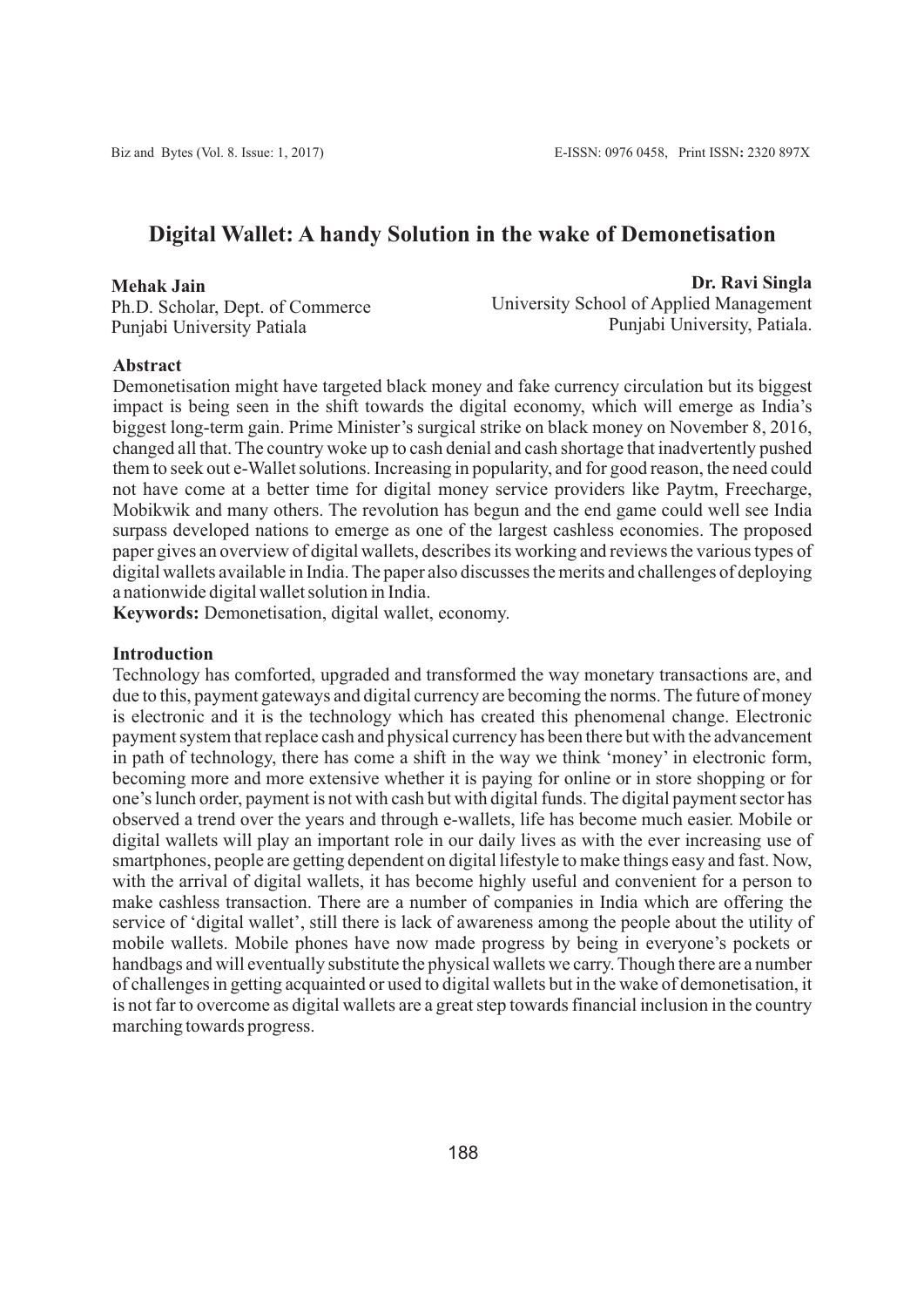# Digital Wallet: A handy Solution in the wake of Demonetisation

**Mehak Jain**
Ph.D. Scholar, Dept. of Commerce
Punjabi University Patiala

**Dr. Ravi Singla**
University School of Applied Management
Punjabi University, Patiala.

## Abstract

Demonetisation might have targeted black money and fake currency circulation but its biggest impact is being seen in the shift towards the digital economy, which will emerge as India's biggest long-term gain. Prime Minister's surgical strike on black money on November 8, 2016, changed all that. The country woke up to cash denial and cash shortage that inadvertently pushed them to seek out e-Wallet solutions. Increasing in popularity, and for good reason, the need could not have come at a better time for digital money service providers like Paytm, Freecharge, Mobikwik and many others. The revolution has begun and the end game could well see India surpass developed nations to emerge as one of the largest cashless economies. The proposed paper gives an overview of digital wallets, describes its working and reviews the various types of digital wallets available in India. The paper also discusses the merits and challenges of deploying a nationwide digital wallet solution in India.

**Keywords:** Demonetisation, digital wallet, economy.

## Introduction

Technology has comforted, upgraded and transformed the way monetary transactions are, and due to this, payment gateways and digital currency are becoming the norms. The future of money is electronic and it is the technology which has created this phenomenal change. Electronic payment system that replace cash and physical currency has been there but with the advancement in path of technology, there has come a shift in the way we think 'money' in electronic form, becoming more and more extensive whether it is paying for online or in store shopping or for one's lunch order, payment is not with cash but with digital funds. The digital payment sector has observed a trend over the years and through e-wallets, life has become much easier. Mobile or digital wallets will play an important role in our daily lives as with the ever increasing use of smartphones, people are getting dependent on digital lifestyle to make things easy and fast. Now, with the arrival of digital wallets, it has become highly useful and convenient for a person to make cashless transaction. There are a number of companies in India which are offering the service of 'digital wallet', still there is lack of awareness among the people about the utility of mobile wallets. Mobile phones have now made progress by being in everyone's pockets or handbags and will eventually substitute the physical wallets we carry. Though there are a number of challenges in getting acquainted or used to digital wallets but in the wake of demonetisation, it is not far to overcome as digital wallets are a great step towards financial inclusion in the country marching towards progress.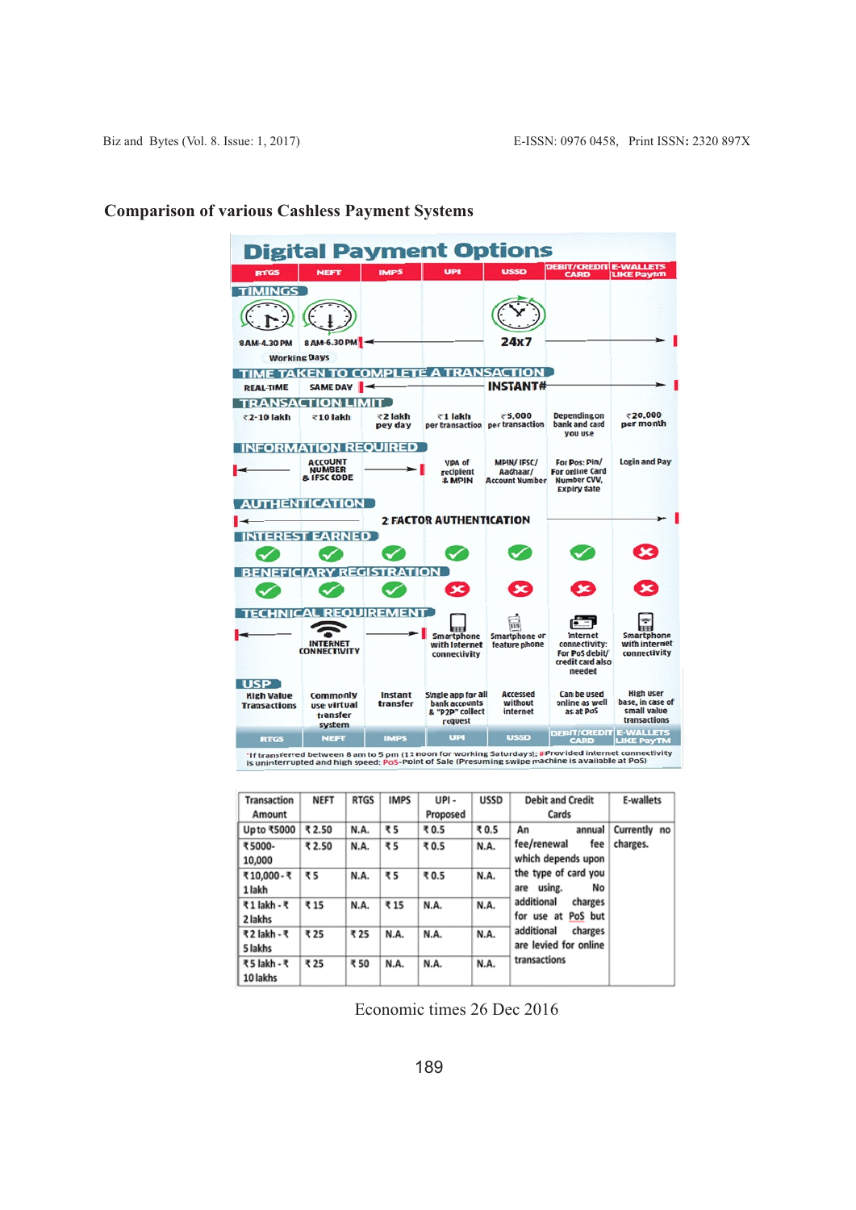## Comparison of various Cashless Payment Systems

# Digital Payment Options

| | RTGS | NEFT | IMPS | UPI | USSD | DEBIT/CREDIT CARD | E-WALLETS LIKE Paytm |
|---|---|---|---|---|---|---|---|
| **TIMINGS** | 8 AM-4.30 PM | 8 AM-6.30 PM* | 24x7 | | | | |
| | Working Days | | | | | | |
| **TIME TAKEN TO COMPLETE A TRANSACTION** | REAL-TIME | SAME DAY | INSTANT# | | | | |
| **TRANSACTION LIMIT** | ₹2-10 lakh | ₹10 lakh | ₹2 lakh per day | ₹1 lakh per transaction | ₹5,000 per transaction | Depending on bank and card you use | ₹20,000 per month |
| **INFORMATION REQUIRED** | ACCOUNT NUMBER & IFSC CODE | | | VPA of recipient & MPIN | MPIN/ IFSC/ Aadhaar/ Account Number | For Pos: Pin/ For online Card Number CVV, Expiry date | Login and Pay |
| **AUTHENTICATION** | 2 FACTOR AUTHENTICATION | | | | | | |
| **INTEREST EARNED** | ✔ | ✔ | ✔ | ✔ | ✔ | ✔ | ✘ |
| **BENEFICIARY REGISTRATION** | ✔ | ✔ | ✔ | ✘ | ✘ | ✘ | ✘ |
| **TECHNICAL REQUIREMENT** | INTERNET CONNECTIVITY | | | Smartphone with Internet connectivity | Smartphone or feature phone | Internet connectivity: For PoS debit/ credit card also needed | Smartphone with internet connectivity |
| **USP** | High Value Transactions | Commonly use virtual transfer system | Instant transfer | Single app for all bank accounts & "P2P" collect request | Accessed without internet | Can be used online as well as at PoS | High user base, in case of small value transactions |

*If transferred between 8 am to 5 pm (12 noon for working Saturdays); #Provided internet connectivity is uninterrupted and high speed; PoS-Point of Sale (Presuming swipe machine is available at PoS)

| Transaction Amount | NEFT | RTGS | IMPS | UPI - Proposed | USSD | Debit and Credit Cards | E-wallets |
|---|---|---|---|---|---|---|---|
| Up to ₹5000 | ₹ 2.50 | N.A. | ₹ 5 | ₹ 0.5 | ₹ 0.5 | An annual fee/renewal fee which depends upon the type of card you are using. No additional charges for use at PoS but additional charges are levied for online transactions | Currently no charges. |
| ₹5000-10,000 | ₹ 2.50 | N.A. | ₹ 5 | ₹ 0.5 | N.A. | | |
| ₹10,000 - ₹ 1 lakh | ₹ 5 | N.A. | ₹ 5 | ₹ 0.5 | N.A. | | |
| ₹1 lakh - ₹ 2 lakhs | ₹ 15 | N.A. | ₹ 15 | N.A. | N.A. | | |
| ₹2 lakh - ₹ 5 lakhs | ₹ 25 | ₹ 25 | N.A. | N.A. | N.A. | | |
| ₹5 lakh - ₹ 10 lakhs | ₹ 25 | ₹ 50 | N.A. | N.A. | N.A. | | |

Economic times 26 Dec 2016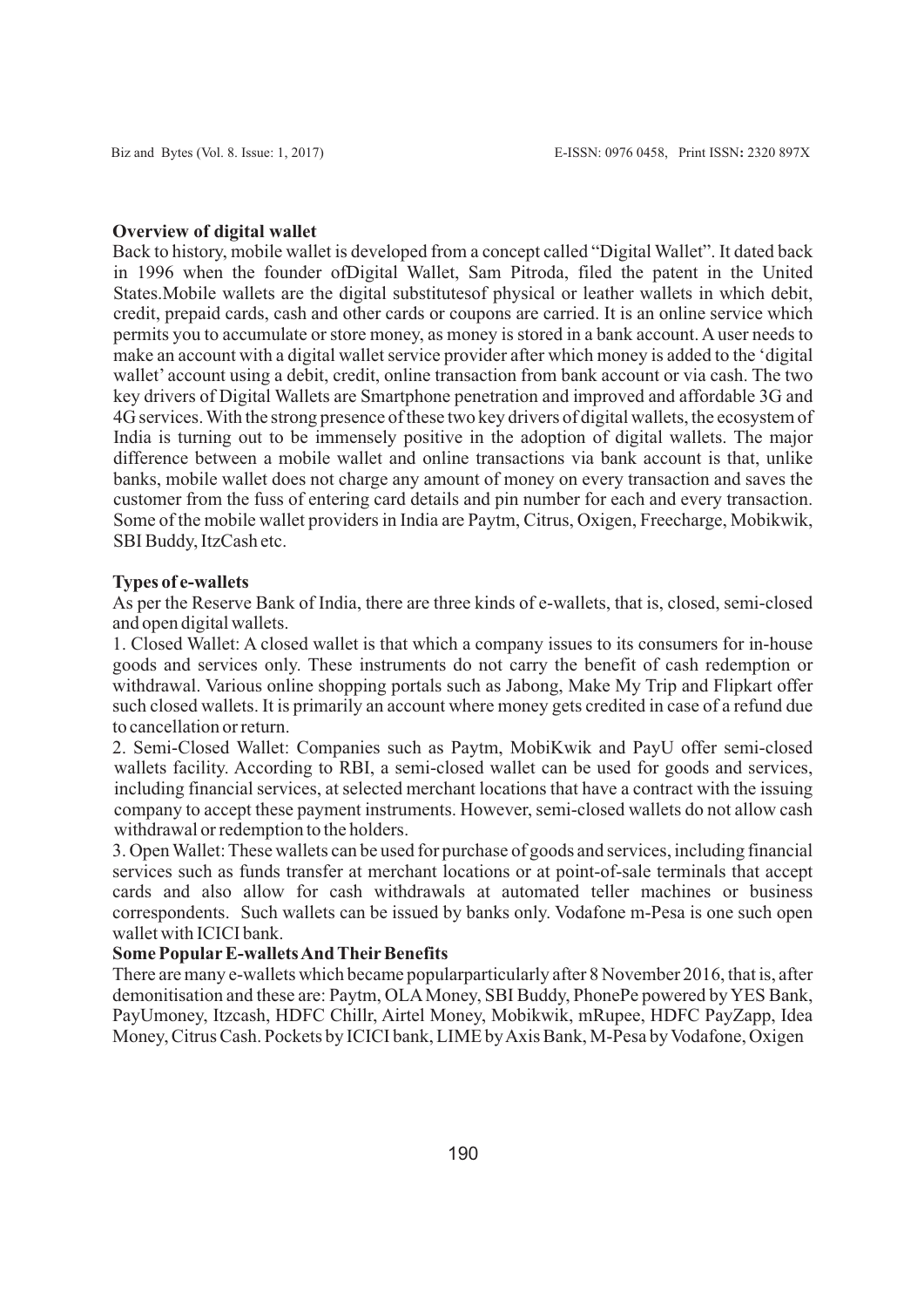**Overview of digital wallet**

Back to history, mobile wallet is developed from a concept called "Digital Wallet". It dated back in 1996 when the founder ofDigital Wallet, Sam Pitroda, filed the patent in the United States.Mobile wallets are the digital substitutesof physical or leather wallets in which debit, credit, prepaid cards, cash and other cards or coupons are carried. It is an online service which permits you to accumulate or store money, as money is stored in a bank account. A user needs to make an account with a digital wallet service provider after which money is added to the 'digital wallet' account using a debit, credit, online transaction from bank account or via cash. The two key drivers of Digital Wallets are Smartphone penetration and improved and affordable 3G and 4G services. With the strong presence of these two key drivers of digital wallets, the ecosystem of India is turning out to be immensely positive in the adoption of digital wallets. The major difference between a mobile wallet and online transactions via bank account is that, unlike banks, mobile wallet does not charge any amount of money on every transaction and saves the customer from the fuss of entering card details and pin number for each and every transaction. Some of the mobile wallet providers in India are Paytm, Citrus, Oxigen, Freecharge, Mobikwik, SBI Buddy, ItzCash etc.

**Types of e-wallets**

As per the Reserve Bank of India, there are three kinds of e-wallets, that is, closed, semi-closed and open digital wallets.

1. Closed Wallet: A closed wallet is that which a company issues to its consumers for in-house goods and services only. These instruments do not carry the benefit of cash redemption or withdrawal. Various online shopping portals such as Jabong, Make My Trip and Flipkart offer such closed wallets. It is primarily an account where money gets credited in case of a refund due to cancellation or return.
2. Semi-Closed Wallet: Companies such as Paytm, MobiKwik and PayU offer semi-closed wallets facility. According to RBI, a semi-closed wallet can be used for goods and services, including financial services, at selected merchant locations that have a contract with the issuing company to accept these payment instruments. However, semi-closed wallets do not allow cash withdrawal or redemption to the holders.
3. Open Wallet: These wallets can be used for purchase of goods and services, including financial services such as funds transfer at merchant locations or at point-of-sale terminals that accept cards and also allow for cash withdrawals at automated teller machines or business correspondents. Such wallets can be issued by banks only. Vodafone m-Pesa is one such open wallet with ICICI bank.

**Some Popular E-wallets And Their Benefits**

There are many e-wallets which became popularparticularly after 8 November 2016, that is, after demonitisation and these are: Paytm, OLA Money, SBI Buddy, PhonePe powered by YES Bank, PayUmoney, Itzcash, HDFC Chillr, Airtel Money, Mobikwik, mRupee, HDFC PayZapp, Idea Money, Citrus Cash. Pockets by ICICI bank, LIME by Axis Bank, M-Pesa by Vodafone, Oxigen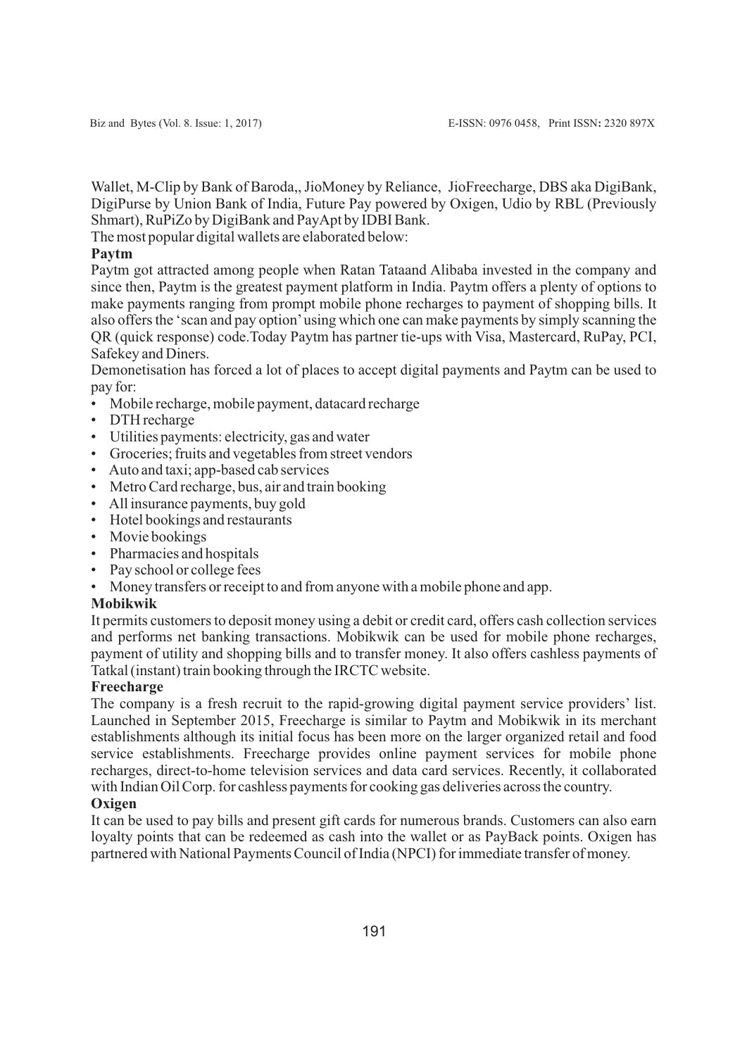Wallet, M-Clip by Bank of Baroda,, JioMoney by Reliance, JioFreecharge, DBS aka DigiBank, DigiPurse by Union Bank of India, Future Pay powered by Oxigen, Udio by RBL (Previously Shmart), RuPiZo by DigiBank and PayApt by IDBI Bank.

The most popular digital wallets are elaborated below:

**Paytm**

Paytm got attracted among people when Ratan Tataand Alibaba invested in the company and since then, Paytm is the greatest payment platform in India. Paytm offers a plenty of options to make payments ranging from prompt mobile phone recharges to payment of shopping bills. It also offers the 'scan and pay option' using which one can make payments by simply scanning the QR (quick response) code.Today Paytm has partner tie-ups with Visa, Mastercard, RuPay, PCI, Safekey and Diners.

Demonetisation has forced a lot of places to accept digital payments and Paytm can be used to pay for:

- Mobile recharge, mobile payment, datacard recharge
- DTH recharge
- Utilities payments: electricity, gas and water
- Groceries; fruits and vegetables from street vendors
- Auto and taxi; app-based cab services
- Metro Card recharge, bus, air and train booking
- All insurance payments, buy gold
- Hotel bookings and restaurants
- Movie bookings
- Pharmacies and hospitals
- Pay school or college fees
- Money transfers or receipt to and from anyone with a mobile phone and app.

**Mobikwik**

It permits customers to deposit money using a debit or credit card, offers cash collection services and performs net banking transactions. Mobikwik can be used for mobile phone recharges, payment of utility and shopping bills and to transfer money. It also offers cashless payments of Tatkal (instant) train booking through the IRCTC website.

**Freecharge**

The company is a fresh recruit to the rapid-growing digital payment service providers' list. Launched in September 2015, Freecharge is similar to Paytm and Mobikwik in its merchant establishments although its initial focus has been more on the larger organized retail and food service establishments. Freecharge provides online payment services for mobile phone recharges, direct-to-home television services and data card services. Recently, it collaborated with Indian Oil Corp. for cashless payments for cooking gas deliveries across the country.

**Oxigen**

It can be used to pay bills and present gift cards for numerous brands. Customers can also earn loyalty points that can be redeemed as cash into the wallet or as PayBack points. Oxigen has partnered with National Payments Council of India (NPCI) for immediate transfer of money.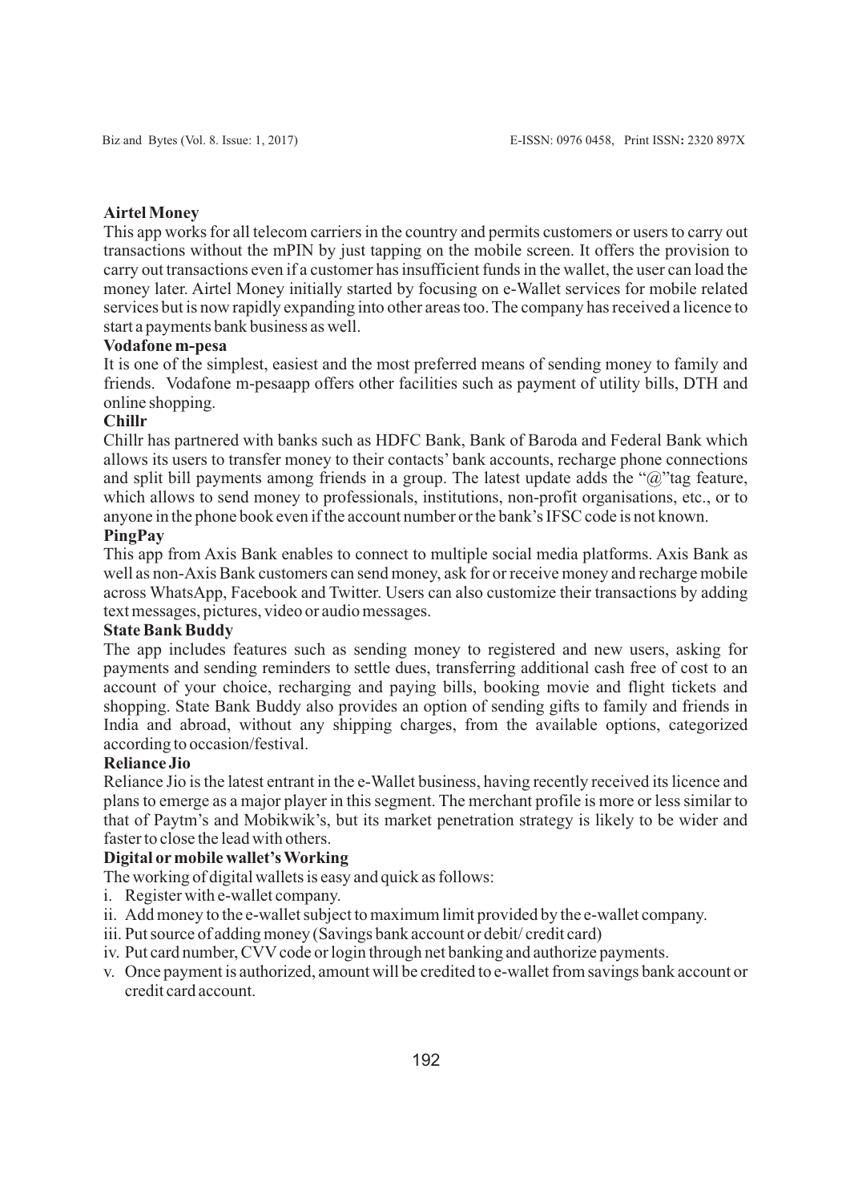**Airtel Money**

This app works for all telecom carriers in the country and permits customers or users to carry out transactions without the mPIN by just tapping on the mobile screen. It offers the provision to carry out transactions even if a customer has insufficient funds in the wallet, the user can load the money later. Airtel Money initially started by focusing on e-Wallet services for mobile related services but is now rapidly expanding into other areas too. The company has received a licence to start a payments bank business as well.

**Vodafone m-pesa**

It is one of the simplest, easiest and the most preferred means of sending money to family and friends. Vodafone m-pesaapp offers other facilities such as payment of utility bills, DTH and online shopping.

**Chillr**

Chillr has partnered with banks such as HDFC Bank, Bank of Baroda and Federal Bank which allows its users to transfer money to their contacts' bank accounts, recharge phone connections and split bill payments among friends in a group. The latest update adds the "@"tag feature, which allows to send money to professionals, institutions, non-profit organisations, etc., or to anyone in the phone book even if the account number or the bank's IFSC code is not known.

**PingPay**

This app from Axis Bank enables to connect to multiple social media platforms. Axis Bank as well as non-Axis Bank customers can send money, ask for or receive money and recharge mobile across WhatsApp, Facebook and Twitter. Users can also customize their transactions by adding text messages, pictures, video or audio messages.

**State Bank Buddy**

The app includes features such as sending money to registered and new users, asking for payments and sending reminders to settle dues, transferring additional cash free of cost to an account of your choice, recharging and paying bills, booking movie and flight tickets and shopping. State Bank Buddy also provides an option of sending gifts to family and friends in India and abroad, without any shipping charges, from the available options, categorized according to occasion/festival.

**Reliance Jio**

Reliance Jio is the latest entrant in the e-Wallet business, having recently received its licence and plans to emerge as a major player in this segment. The merchant profile is more or less similar to that of Paytm's and Mobikwik's, but its market penetration strategy is likely to be wider and faster to close the lead with others.

**Digital or mobile wallet's Working**

The working of digital wallets is easy and quick as follows:

i. Register with e-wallet company.
ii. Add money to the e-wallet subject to maximum limit provided by the e-wallet company.
iii. Put source of adding money (Savings bank account or debit/ credit card)
iv. Put card number, CVV code or login through net banking and authorize payments.
v. Once payment is authorized, amount will be credited to e-wallet from savings bank account or credit card account.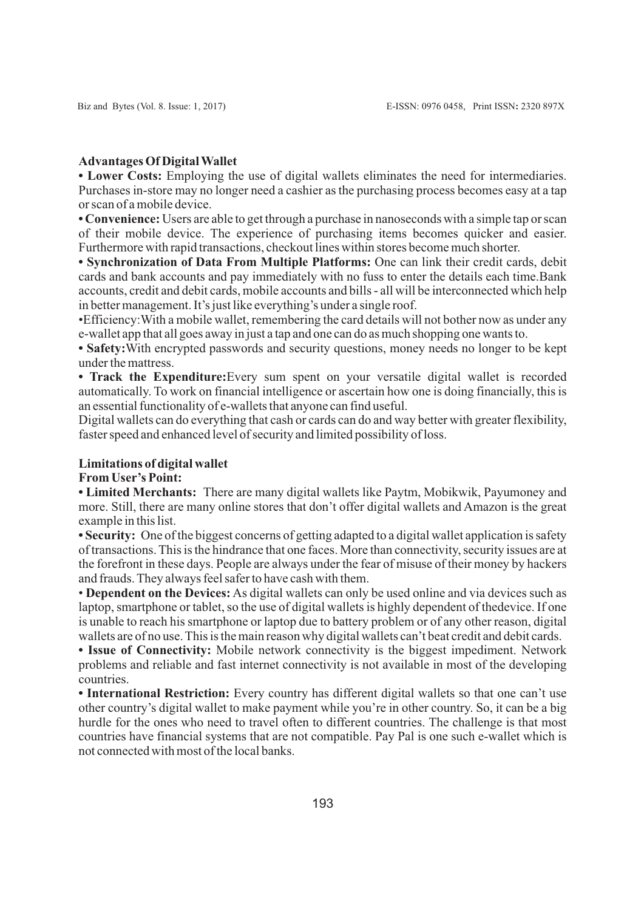### Advantages Of Digital Wallet

- **Lower Costs:** Employing the use of digital wallets eliminates the need for intermediaries. Purchases in-store may no longer need a cashier as the purchasing process becomes easy at a tap or scan of a mobile device.
- **Convenience:** Users are able to get through a purchase in nanoseconds with a simple tap or scan of their mobile device. The experience of purchasing items becomes quicker and easier. Furthermore with rapid transactions, checkout lines within stores become much shorter.
- **Synchronization of Data From Multiple Platforms:** One can link their credit cards, debit cards and bank accounts and pay immediately with no fuss to enter the details each time.Bank accounts, credit and debit cards, mobile accounts and bills - all will be interconnected which help in better management. It's just like everything's under a single roof.
- Efficiency:With a mobile wallet, remembering the card details will not bother now as under any e-wallet app that all goes away in just a tap and one can do as much shopping one wants to.
- **Safety:**With encrypted passwords and security questions, money needs no longer to be kept under the mattress.
- **Track the Expenditure:**Every sum spent on your versatile digital wallet is recorded automatically. To work on financial intelligence or ascertain how one is doing financially, this is an essential functionality of e-wallets that anyone can find useful.

Digital wallets can do everything that cash or cards can do and way better with greater flexibility, faster speed and enhanced level of security and limited possibility of loss.

### Limitations of digital wallet

**From User's Point:**

- **Limited Merchants:** There are many digital wallets like Paytm, Mobikwik, Payumoney and more. Still, there are many online stores that don't offer digital wallets and Amazon is the great example in this list.
- **Security:** One of the biggest concerns of getting adapted to a digital wallet application is safety of transactions. This is the hindrance that one faces. More than connectivity, security issues are at the forefront in these days. People are always under the fear of misuse of their money by hackers and frauds. They always feel safer to have cash with them.
- **Dependent on the Devices:** As digital wallets can only be used online and via devices such as laptop, smartphone or tablet, so the use of digital wallets is highly dependent of thedevice. If one is unable to reach his smartphone or laptop due to battery problem or of any other reason, digital wallets are of no use. This is the main reason why digital wallets can't beat credit and debit cards.
- **Issue of Connectivity:** Mobile network connectivity is the biggest impediment. Network problems and reliable and fast internet connectivity is not available in most of the developing countries.
- **International Restriction:** Every country has different digital wallets so that one can't use other country's digital wallet to make payment while you're in other country. So, it can be a big hurdle for the ones who need to travel often to different countries. The challenge is that most countries have financial systems that are not compatible. Pay Pal is one such e-wallet which is not connected with most of the local banks.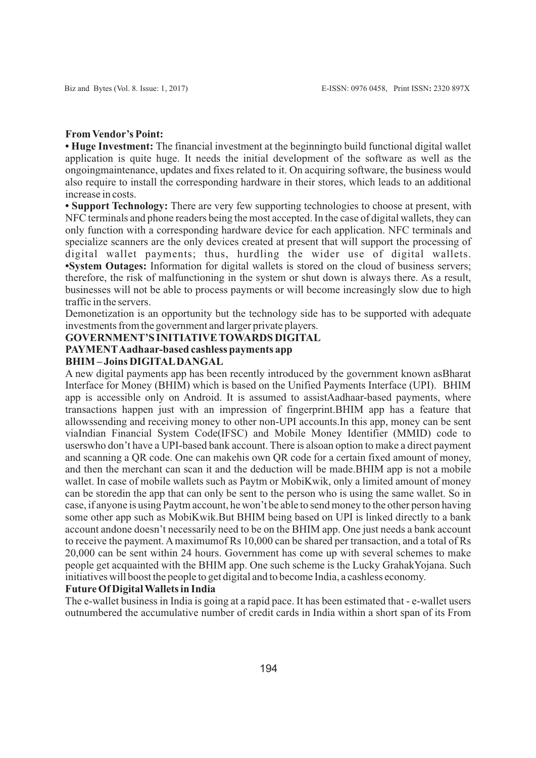**From Vendor's Point:**

- **Huge Investment:** The financial investment at the beginningto build functional digital wallet application is quite huge. It needs the initial development of the software as well as the ongoingmaintenance, updates and fixes related to it. On acquiring software, the business would also require to install the corresponding hardware in their stores, which leads to an additional increase in costs.
- **Support Technology:** There are very few supporting technologies to choose at present, with NFC terminals and phone readers being the most accepted. In the case of digital wallets, they can only function with a corresponding hardware device for each application. NFC terminals and specialize scanners are the only devices created at present that will support the processing of digital wallet payments; thus, hurdling the wider use of digital wallets.
- **System Outages:** Information for digital wallets is stored on the cloud of business servers; therefore, the risk of malfunctioning in the system or shut down is always there. As a result, businesses will not be able to process payments or will become increasingly slow due to high traffic in the servers.

Demonetization is an opportunity but the technology side has to be supported with adequate investments from the government and larger private players.

## GOVERNMENT'S INITIATIVE TOWARDS DIGITAL PAYMENT Aadhaar-based cashless payments app

### BHIM – Joins DIGITAL DANGAL

A new digital payments app has been recently introduced by the government known asBharat Interface for Money (BHIM) which is based on the Unified Payments Interface (UPI). BHIM app is accessible only on Android. It is assumed to assistAadhaar-based payments, where transactions happen just with an impression of fingerprint.BHIM app has a feature that allowssending and receiving money to other non-UPI accounts.In this app, money can be sent viaIndian Financial System Code(IFSC) and Mobile Money Identifier (MMID) code to userswho don't have a UPI-based bank account. There is alsoan option to make a direct payment and scanning a QR code. One can makehis own QR code for a certain fixed amount of money, and then the merchant can scan it and the deduction will be made.BHIM app is not a mobile wallet. In case of mobile wallets such as Paytm or MobiKwik, only a limited amount of money can be storedin the app that can only be sent to the person who is using the same wallet. So in case, if anyone is using Paytm account, he won't be able to send money to the other person having some other app such as MobiKwik.But BHIM being based on UPI is linked directly to a bank account andone doesn't necessarily need to be on the BHIM app. One just needs a bank account to receive the payment. A maximumof Rs 10,000 can be shared per transaction, and a total of Rs 20,000 can be sent within 24 hours. Government has come up with several schemes to make people get acquainted with the BHIM app. One such scheme is the Lucky GrahakYojana. Such initiatives will boost the people to get digital and to become India, a cashless economy.

### Future Of Digital Wallets in India

The e-wallet business in India is going at a rapid pace. It has been estimated that - e-wallet users outnumbered the accumulative number of credit cards in India within a short span of its From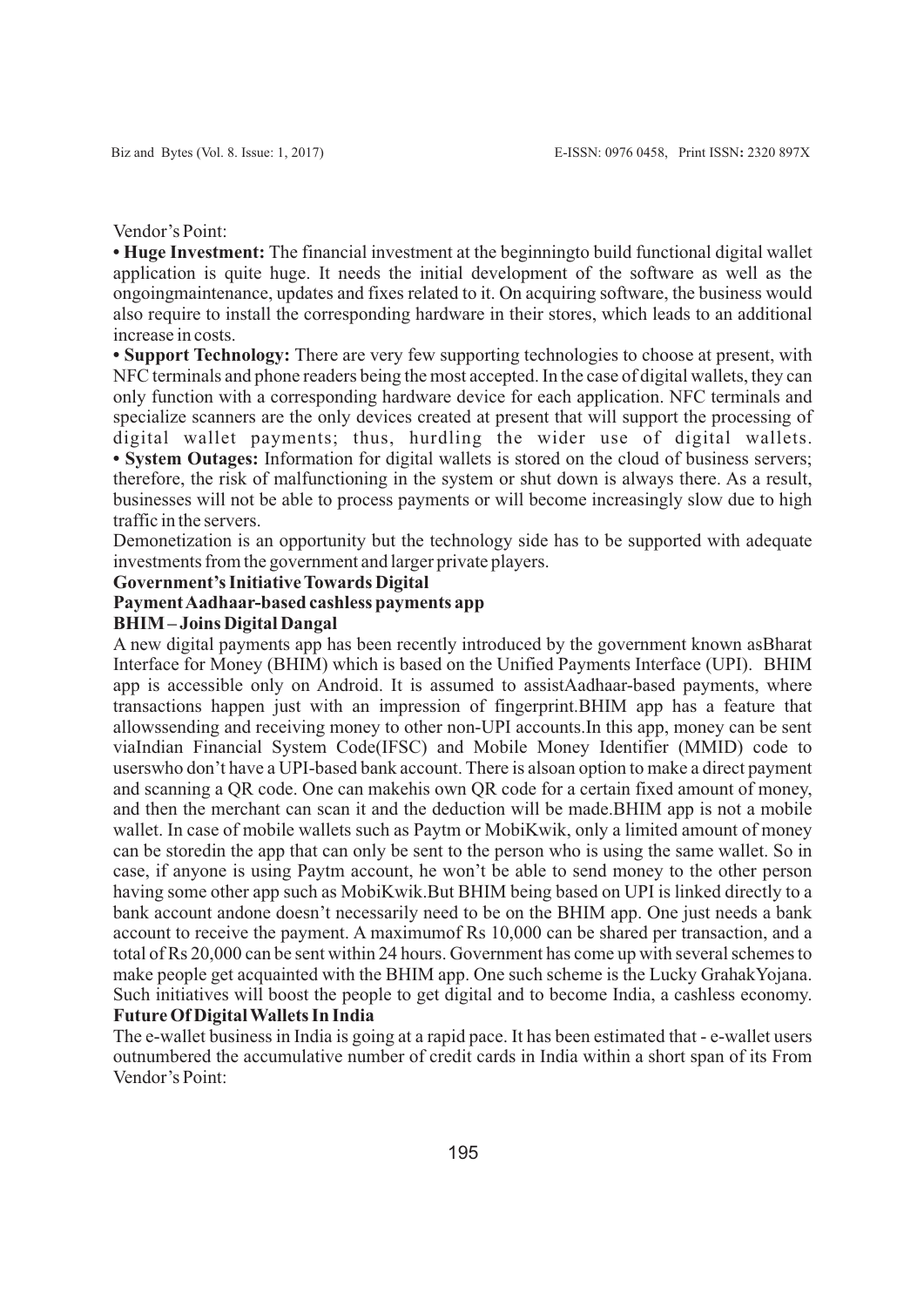Vendor's Point:

- **Huge Investment:** The financial investment at the beginningto build functional digital wallet application is quite huge. It needs the initial development of the software as well as the ongoingmaintenance, updates and fixes related to it. On acquiring software, the business would also require to install the corresponding hardware in their stores, which leads to an additional increase in costs.
- **Support Technology:** There are very few supporting technologies to choose at present, with NFC terminals and phone readers being the most accepted. In the case of digital wallets, they can only function with a corresponding hardware device for each application. NFC terminals and specialize scanners are the only devices created at present that will support the processing of digital wallet payments; thus, hurdling the wider use of digital wallets.
- **System Outages:** Information for digital wallets is stored on the cloud of business servers; therefore, the risk of malfunctioning in the system or shut down is always there. As a result, businesses will not be able to process payments or will become increasingly slow due to high traffic in the servers.

Demonetization is an opportunity but the technology side has to be supported with adequate investments from the government and larger private players.

**Government's Initiative Towards Digital Payment Aadhaar-based cashless payments app**

**BHIM – Joins Digital Dangal**

A new digital payments app has been recently introduced by the government known asBharat Interface for Money (BHIM) which is based on the Unified Payments Interface (UPI). BHIM app is accessible only on Android. It is assumed to assistAadhaar-based payments, where transactions happen just with an impression of fingerprint.BHIM app has a feature that allowssending and receiving money to other non-UPI accounts.In this app, money can be sent viaIndian Financial System Code(IFSC) and Mobile Money Identifier (MMID) code to userswho don't have a UPI-based bank account. There is alsoan option to make a direct payment and scanning a QR code. One can makehis own QR code for a certain fixed amount of money, and then the merchant can scan it and the deduction will be made.BHIM app is not a mobile wallet. In case of mobile wallets such as Paytm or MobiKwik, only a limited amount of money can be storedin the app that can only be sent to the person who is using the same wallet. So in case, if anyone is using Paytm account, he won't be able to send money to the other person having some other app such as MobiKwik.But BHIM being based on UPI is linked directly to a bank account andone doesn't necessarily need to be on the BHIM app. One just needs a bank account to receive the payment. A maximumof Rs 10,000 can be shared per transaction, and a total of Rs 20,000 can be sent within 24 hours. Government has come up with several schemes to make people get acquainted with the BHIM app. One such scheme is the Lucky GrahakYojana. Such initiatives will boost the people to get digital and to become India, a cashless economy.

**Future Of Digital Wallets In India**

The e-wallet business in India is going at a rapid pace. It has been estimated that - e-wallet users outnumbered the accumulative number of credit cards in India within a short span of its From Vendor's Point: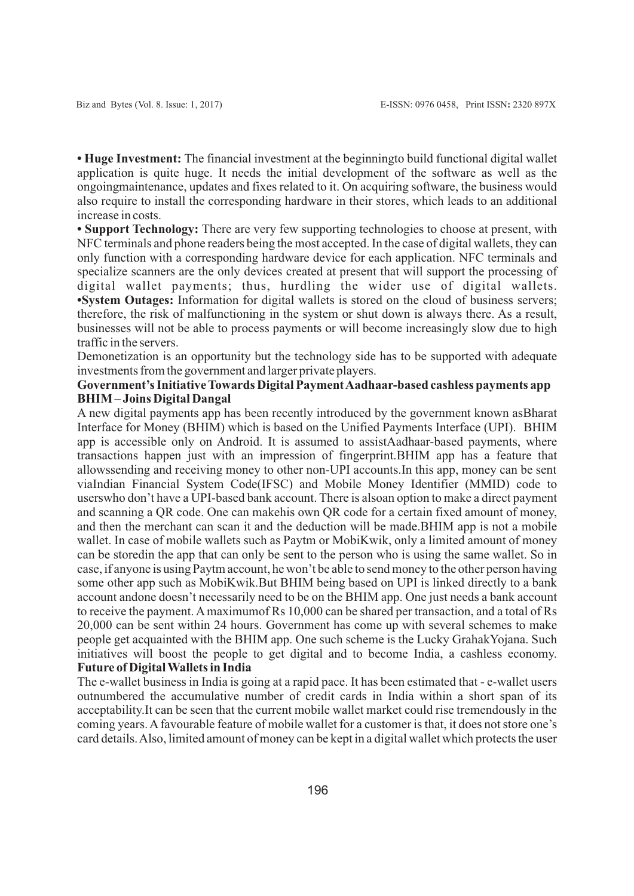**• Huge Investment:** The financial investment at the beginningto build functional digital wallet application is quite huge. It needs the initial development of the software as well as the ongoingmaintenance, updates and fixes related to it. On acquiring software, the business would also require to install the corresponding hardware in their stores, which leads to an additional increase in costs.

**• Support Technology:** There are very few supporting technologies to choose at present, with NFC terminals and phone readers being the most accepted. In the case of digital wallets, they can only function with a corresponding hardware device for each application. NFC terminals and specialize scanners are the only devices created at present that will support the processing of digital wallet payments; thus, hurdling the wider use of digital wallets.

**•System Outages:** Information for digital wallets is stored on the cloud of business servers; therefore, the risk of malfunctioning in the system or shut down is always there. As a result, businesses will not be able to process payments or will become increasingly slow due to high traffic in the servers.

Demonetization is an opportunity but the technology side has to be supported with adequate investments from the government and larger private players.

**Government's Initiative Towards Digital Payment Aadhaar-based cashless payments app BHIM – Joins Digital Dangal**

A new digital payments app has been recently introduced by the government known asBharat Interface for Money (BHIM) which is based on the Unified Payments Interface (UPI). BHIM app is accessible only on Android. It is assumed to assistAadhaar-based payments, where transactions happen just with an impression of fingerprint.BHIM app has a feature that allowssending and receiving money to other non-UPI accounts.In this app, money can be sent viaIndian Financial System Code(IFSC) and Mobile Money Identifier (MMID) code to userswho don't have a UPI-based bank account. There is alsoan option to make a direct payment and scanning a QR code. One can makehis own QR code for a certain fixed amount of money, and then the merchant can scan it and the deduction will be made.BHIM app is not a mobile wallet. In case of mobile wallets such as Paytm or MobiKwik, only a limited amount of money can be storedin the app that can only be sent to the person who is using the same wallet. So in case, if anyone is using Paytm account, he won't be able to send money to the other person having some other app such as MobiKwik.But BHIM being based on UPI is linked directly to a bank account andone doesn't necessarily need to be on the BHIM app. One just needs a bank account to receive the payment. A maximumof Rs 10,000 can be shared per transaction, and a total of Rs 20,000 can be sent within 24 hours. Government has come up with several schemes to make people get acquainted with the BHIM app. One such scheme is the Lucky GrahakYojana. Such initiatives will boost the people to get digital and to become India, a cashless economy.

**Future of Digital Wallets in India**

The e-wallet business in India is going at a rapid pace. It has been estimated that - e-wallet users outnumbered the accumulative number of credit cards in India within a short span of its acceptability.It can be seen that the current mobile wallet market could rise tremendously in the coming years. A favourable feature of mobile wallet for a customer is that, it does not store one's card details. Also, limited amount of money can be kept in a digital wallet which protects the user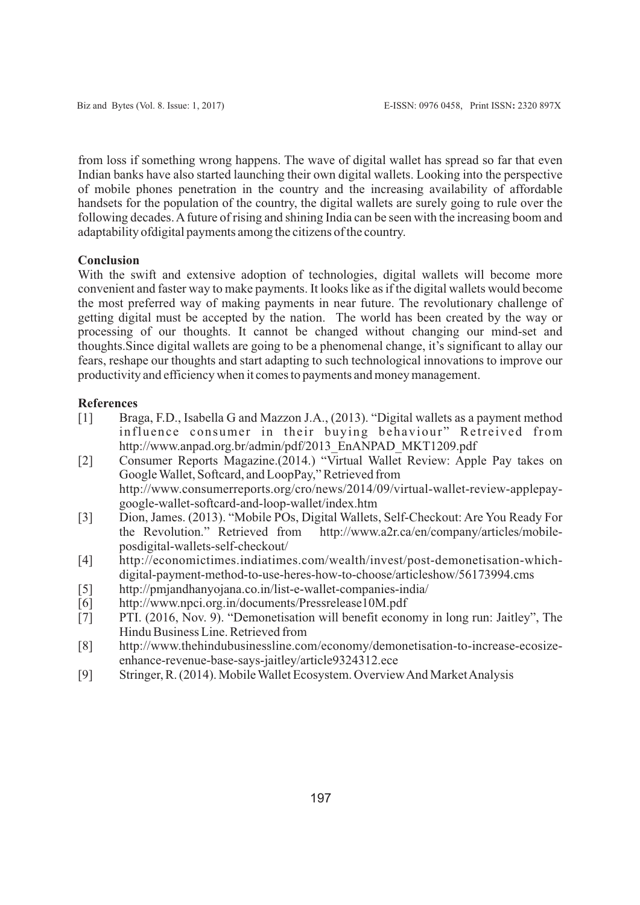from loss if something wrong happens. The wave of digital wallet has spread so far that even Indian banks have also started launching their own digital wallets. Looking into the perspective of mobile phones penetration in the country and the increasing availability of affordable handsets for the population of the country, the digital wallets are surely going to rule over the following decades. A future of rising and shining India can be seen with the increasing boom and adaptability ofdigital payments among the citizens of the country.

## Conclusion

With the swift and extensive adoption of technologies, digital wallets will become more convenient and faster way to make payments. It looks like as if the digital wallets would become the most preferred way of making payments in near future. The revolutionary challenge of getting digital must be accepted by the nation. The world has been created by the way or processing of our thoughts. It cannot be changed without changing our mind-set and thoughts.Since digital wallets are going to be a phenomenal change, it's significant to allay our fears, reshape our thoughts and start adapting to such technological innovations to improve our productivity and efficiency when it comes to payments and money management.

## References

[1] Braga, F.D., Isabella G and Mazzon J.A., (2013). "Digital wallets as a payment method influence consumer in their buying behaviour" Retreived from http://www.anpad.org.br/admin/pdf/2013_EnANPAD_MKT1209.pdf

[2] Consumer Reports Magazine.(2014.) "Virtual Wallet Review: Apple Pay takes on Google Wallet, Softcard, and LoopPay," Retrieved from http://www.consumerreports.org/cro/news/2014/09/virtual-wallet-review-applepay-google-wallet-softcard-and-loop-wallet/index.htm

[3] Dion, James. (2013). "Mobile POs, Digital Wallets, Self-Checkout: Are You Ready For the Revolution." Retrieved from http://www.a2r.ca/en/company/articles/mobile-posdigital-wallets-self-checkout/

[4] http://economictimes.indiatimes.com/wealth/invest/post-demonetisation-which-digital-payment-method-to-use-heres-how-to-choose/articleshow/56173994.cms

[5] http://pmjandhanyojana.co.in/list-e-wallet-companies-india/

[6] http://www.npci.org.in/documents/Pressrelease10M.pdf

[7] PTI. (2016, Nov. 9). "Demonetisation will benefit economy in long run: Jaitley", The Hindu Business Line. Retrieved from

[8] http://www.thehindubusinessline.com/economy/demonetisation-to-increase-ecosize-enhance-revenue-base-says-jaitley/article9324312.ece

[9] Stringer, R. (2014). Mobile Wallet Ecosystem. Overview And Market Analysis